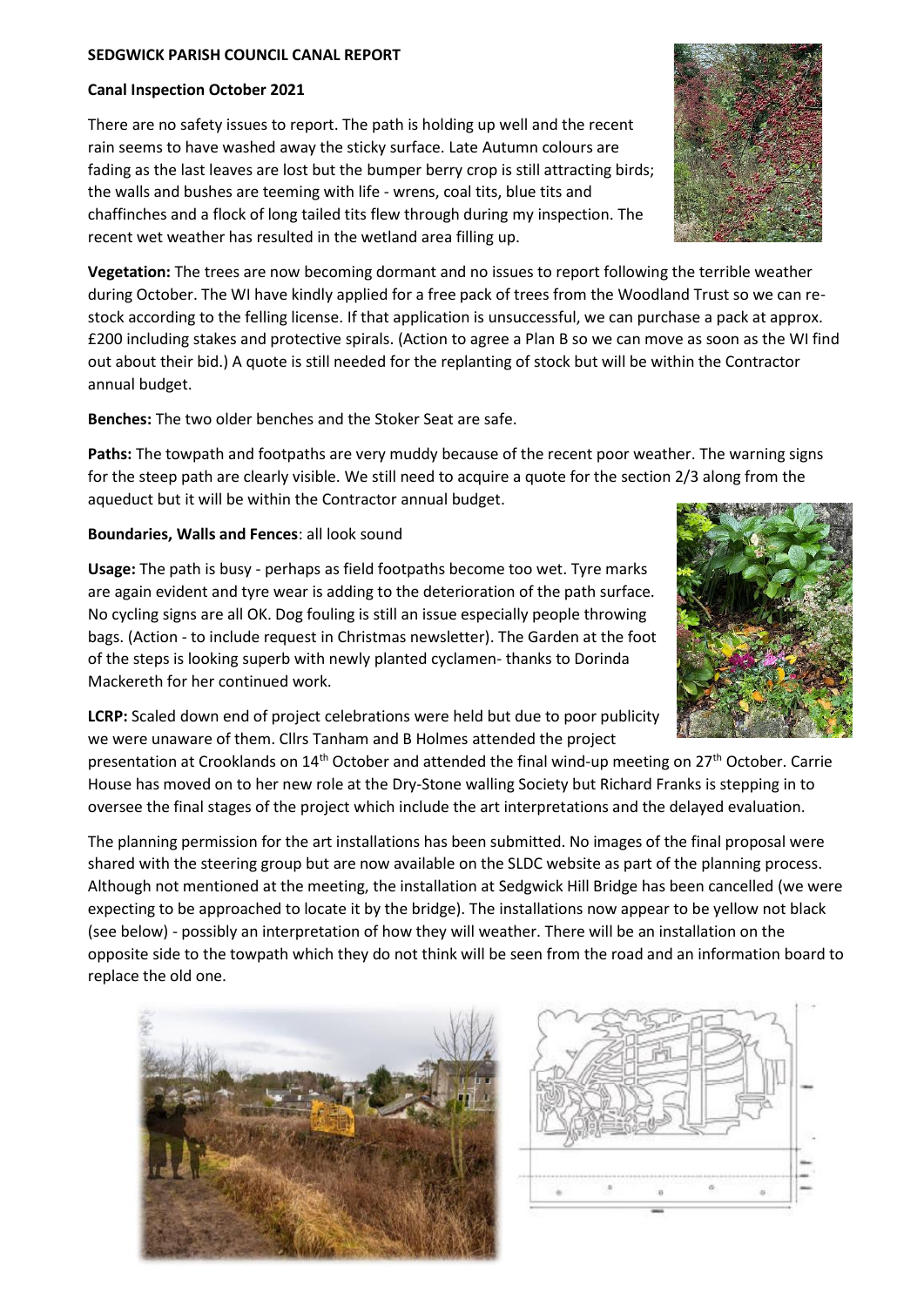**SEDGWICK PARISH COUNCIL CANAL REPORT**

**Canal Inspection October 2021**

There are no safety issues to report. The path is holding up well and the recent rain seems to have washed away the sticky surface. Late Autumn colours are fading as the last leaves are lost but the bumper berry crop is still attracting birds; the walls and bushes are teeming with life - wrens, coal tits, blue tits and chaffinches and a flock of long tailed tits flew through during my inspection. The recent wet weather has resulted in the wetland area filling up.

**Vegetation:** The trees are now becoming dormant and no issues to report following the terrible weather during October. The WI have kindly applied for a free pack of trees from the Woodland Trust so we can re-stock according to the felling license. If that application is unsuccessful, we can purchase a pack at approx. £200 including stakes and protective spirals. (Action to agree a Plan B so we can move as soon as the WI find out about their bid.) A quote is still needed for the replanting of stock but will be within the Contractor annual budget.

**Benches:** The two older benches and the Stoker Seat are safe.

**Paths:** The towpath and footpaths are very muddy because of the recent poor weather. The warning signs for the steep path are clearly visible. We still need to acquire a quote for the section 2/3 along from the aqueduct but it will be within the Contractor annual budget.

**Boundaries, Walls and Fences**: all look sound

**Usage:** The path is busy - perhaps as field footpaths become too wet. Tyre marks are again evident and tyre wear is adding to the deterioration of the path surface. No cycling signs are all OK. Dog fouling is still an issue especially people throwing bags. (Action - to include request in Christmas newsletter). The Garden at the foot of the steps is looking superb with newly planted cyclamen- thanks to Dorinda Mackereth for her continued work.

**LCRP:** Scaled down end of project celebrations were held but due to poor publicity we were unaware of them. Cllrs Tanham and B Holmes attended the project presentation at Crooklands on 14th October and attended the final wind-up meeting on 27th October. Carrie House has moved on to her new role at the Dry-Stone walling Society but Richard Franks is stepping in to oversee the final stages of the project which include the art interpretations and the delayed evaluation.

The planning permission for the art installations has been submitted. No images of the final proposal were shared with the steering group but are now available on the SLDC website as part of the planning process. Although not mentioned at the meeting, the installation at Sedgwick Hill Bridge has been cancelled (we were expecting to be approached to locate it by the bridge). The installations now appear to be yellow not black (see below) - possibly an interpretation of how they will weather. There will be an installation on the opposite side to the towpath which they do not think will be seen from the road and an information board to replace the old one.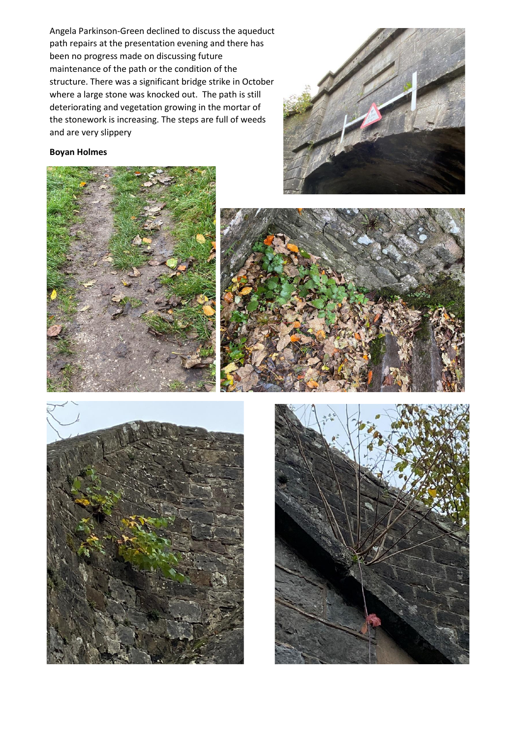Angela Parkinson-Green declined to discuss the aqueduct path repairs at the presentation evening and there has been no progress made on discussing future maintenance of the path or the condition of the structure. There was a significant bridge strike in October where a large stone was knocked out. The path is still deteriorating and vegetation growing in the mortar of the stonework is increasing. The steps are full of weeds and are very slippery

**Boyan Holmes**